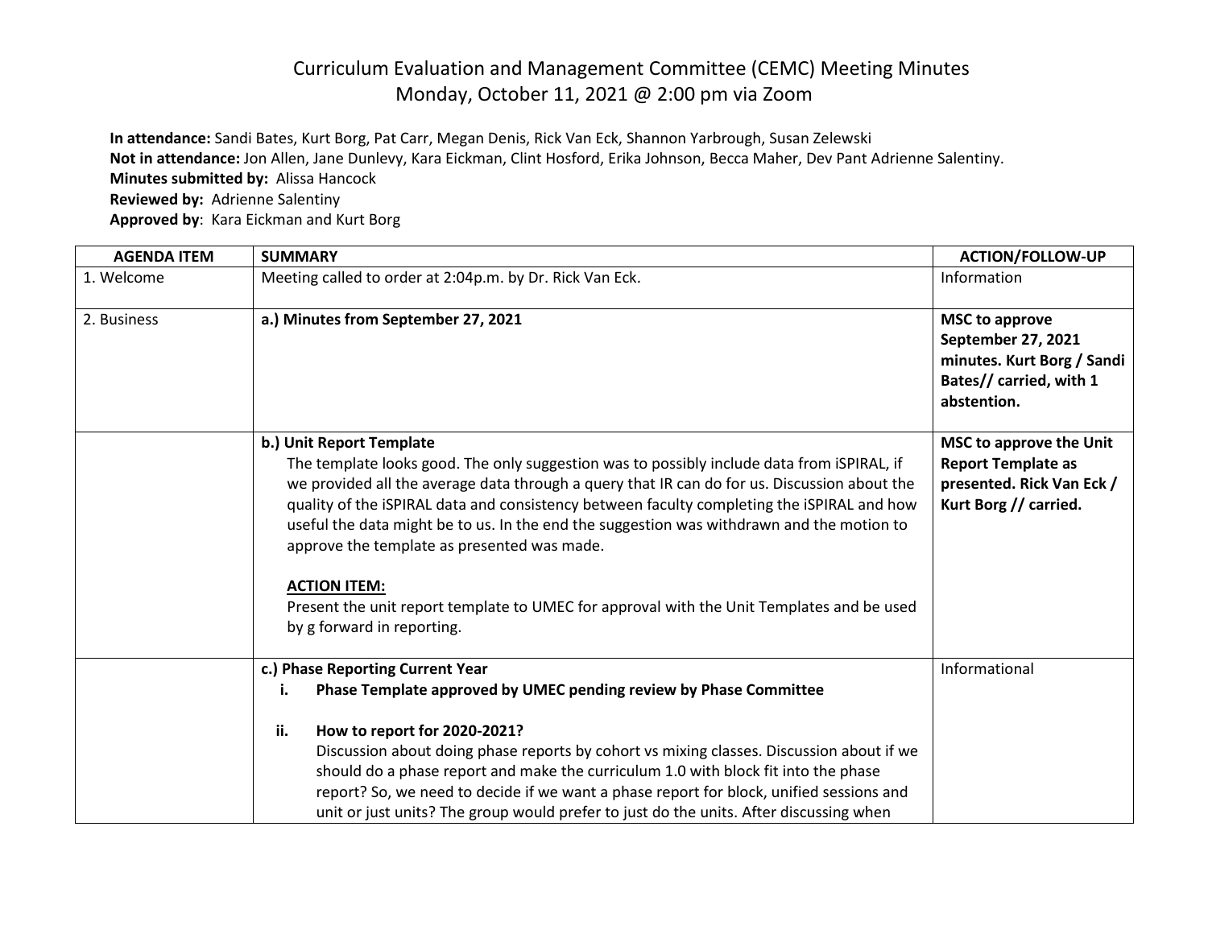# Curriculum Evaluation and Management Committee (CEMC) Meeting Minutes
## Monday, October 11, 2021 @ 2:00 pm via Zoom

**In attendance:** Sandi Bates, Kurt Borg, Pat Carr, Megan Denis, Rick Van Eck, Shannon Yarbrough, Susan Zelewski
**Not in attendance:** Jon Allen, Jane Dunlevy, Kara Eickman, Clint Hosford, Erika Johnson, Becca Maher, Dev Pant Adrienne Salentiny.
**Minutes submitted by:** Alissa Hancock
**Reviewed by:** Adrienne Salentiny
**Approved by**: Kara Eickman and Kurt Borg

| AGENDA ITEM | SUMMARY | ACTION/FOLLOW-UP |
|---|---|---|
| 1. Welcome | Meeting called to order at 2:04p.m. by Dr. Rick Van Eck. | Information |
| 2. Business | **a.) Minutes from September 27, 2021** | **MSC to approve September 27, 2021 minutes. Kurt Borg / Sandi Bates// carried, with 1 abstention.** |
| | **b.) Unit Report Template**<br>The template looks good. The only suggestion was to possibly include data from iSPIRAL, if we provided all the average data through a query that IR can do for us. Discussion about the quality of the iSPIRAL data and consistency between faculty completing the iSPIRAL and how useful the data might be to us. In the end the suggestion was withdrawn and the motion to approve the template as presented was made.<br><br>**ACTION ITEM:**<br>Present the unit report template to UMEC for approval with the Unit Templates and be used by g forward in reporting. | **MSC to approve the Unit Report Template as presented. Rick Van Eck / Kurt Borg // carried.** |
| | **c.) Phase Reporting Current Year**<br>i. **Phase Template approved by UMEC pending review by Phase Committee**<br><br>ii. **How to report for 2020-2021?**<br>Discussion about doing phase reports by cohort vs mixing classes. Discussion about if we should do a phase report and make the curriculum 1.0 with block fit into the phase report? So, we need to decide if we want a phase report for block, unified sessions and unit or just units? The group would prefer to just do the units. After discussing when | Informational |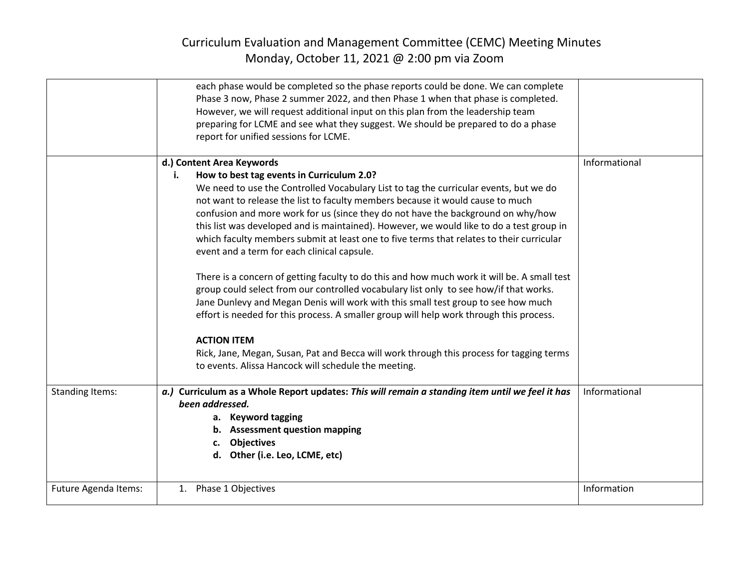# Curriculum Evaluation and Management Committee (CEMC) Meeting Minutes
## Monday, October 11, 2021 @ 2:00 pm via Zoom

| | | |
|---|---|---|
| | each phase would be completed so the phase reports could be done. We can complete Phase 3 now, Phase 2 summer 2022, and then Phase 1 when that phase is completed. However, we will request additional input on this plan from the leadership team preparing for LCME and see what they suggest. We should be prepared to do a phase report for unified sessions for LCME. | |
| | **d.) Content Area Keywords**<br>**i. How to best tag events in Curriculum 2.0?**<br>We need to use the Controlled Vocabulary List to tag the curricular events, but we do not want to release the list to faculty members because it would cause to much confusion and more work for us (since they do not have the background on why/how this list was developed and is maintained). However, we would like to do a test group in which faculty members submit at least one to five terms that relates to their curricular event and a term for each clinical capsule.<br><br>There is a concern of getting faculty to do this and how much work it will be. A small test group could select from our controlled vocabulary list only to see how/if that works. Jane Dunlevy and Megan Denis will work with this small test group to see how much effort is needed for this process. A smaller group will help work through this process.<br><br>**ACTION ITEM**<br>Rick, Jane, Megan, Susan, Pat and Becca will work through this process for tagging terms to events. Alissa Hancock will schedule the meeting. | Informational |
| Standing Items: | ***a.) Curriculum as a Whole Report updates:*** ***This will remain a standing item until we feel it has been addressed.***<br>**a. Keyword tagging**<br>**b. Assessment question mapping**<br>**c. Objectives**<br>**d. Other (i.e. Leo, LCME, etc)** | Informational |
| Future Agenda Items: | 1. Phase 1 Objectives | Information |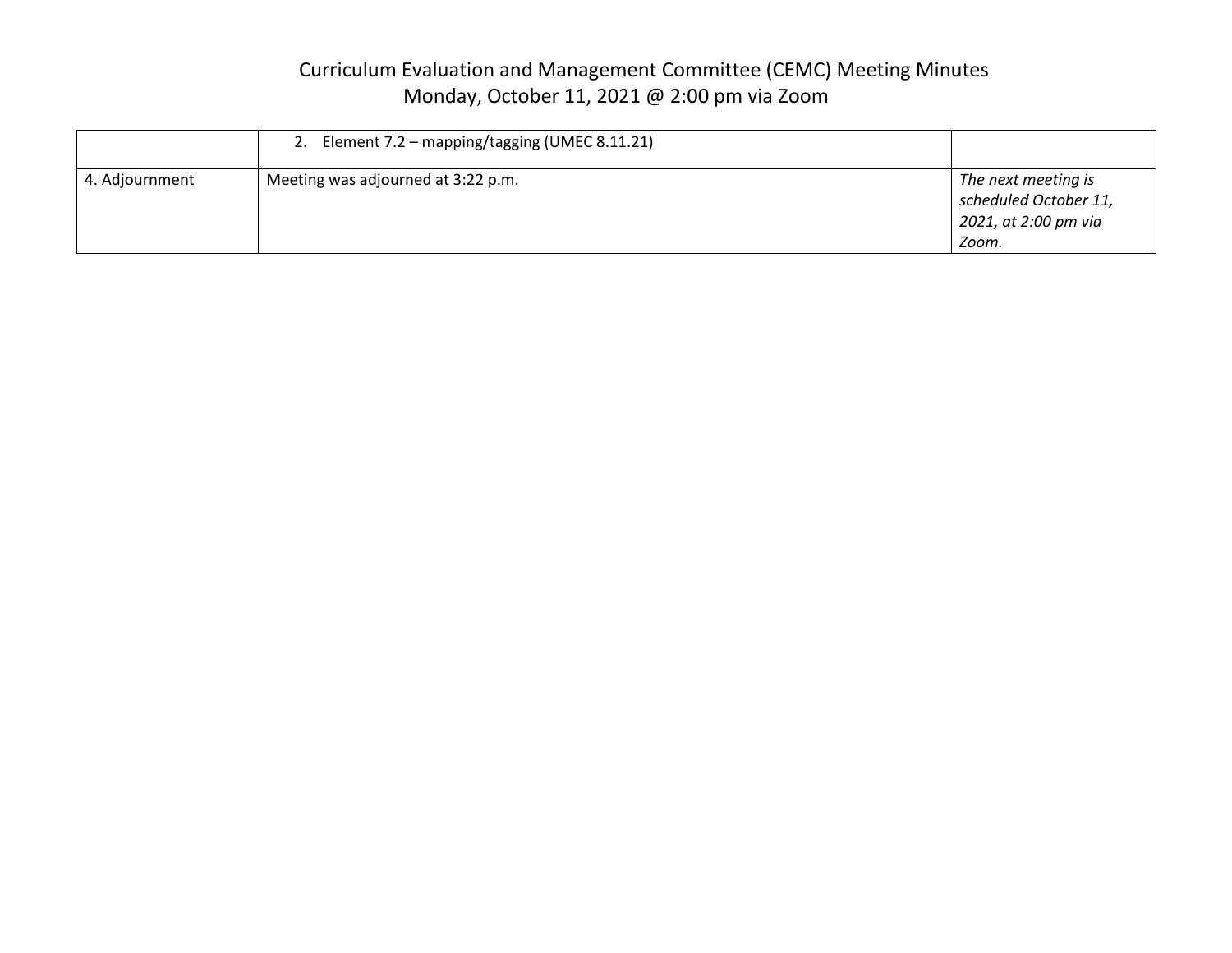# Curriculum Evaluation and Management Committee (CEMC) Meeting Minutes
## Monday, October 11, 2021 @ 2:00 pm via Zoom

| | | |
|---|---|---|
| | 2. Element 7.2 – mapping/tagging (UMEC 8.11.21) | |
| 4. Adjournment | Meeting was adjourned at 3:22 p.m. | *The next meeting is scheduled October 11, 2021, at 2:00 pm via Zoom.* |